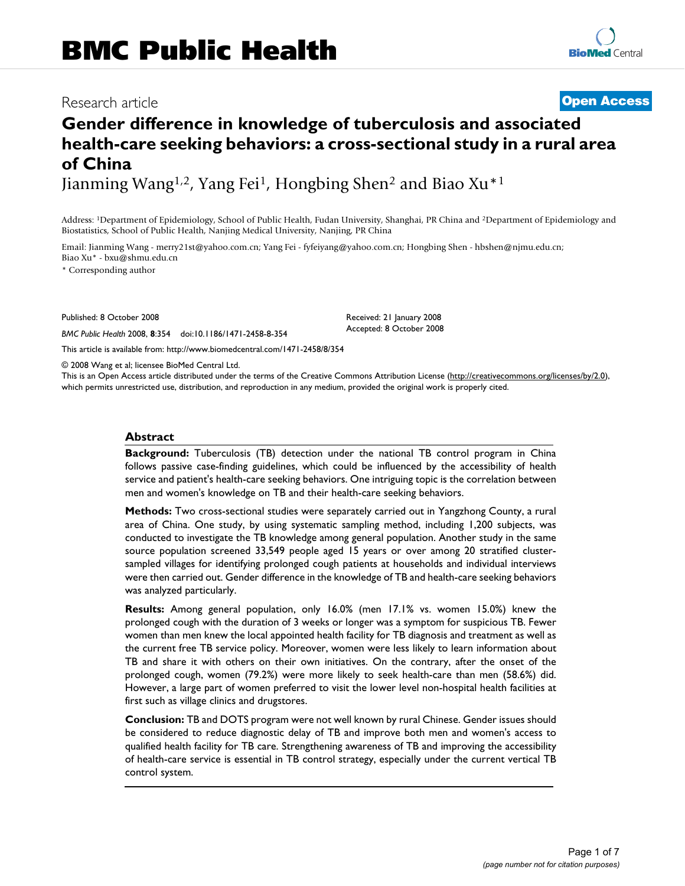Research article

**Open Access**

# Gender difference in knowledge of tuberculosis and associated health-care seeking behaviors: a cross-sectional study in a rural area of China

Jianming Wang[1,2], Yang Fei[1], Hongbing Shen[2] and Biao Xu*[1]

Address: [1]Department of Epidemiology, School of Public Health, Fudan University, Shanghai, PR China and [2]Department of Epidemiology and Biostatistics, School of Public Health, Nanjing Medical University, Nanjing, PR China

Email: Jianming Wang - merry21st@yahoo.com.cn; Yang Fei - fyfeiyang@yahoo.com.cn; Hongbing Shen - hbshen@njmu.edu.cn; Biao Xu* - bxu@shmu.edu.cn

\* Corresponding author

Published: 8 October 2008

*BMC Public Health* 2008, **8**:354 doi:10.1186/1471-2458-8-354

Received: 21 January 2008
Accepted: 8 October 2008

This article is available from: http://www.biomedcentral.com/1471-2458/8/354

© 2008 Wang et al; licensee BioMed Central Ltd.
This is an Open Access article distributed under the terms of the Creative Commons Attribution License (http://creativecommons.org/licenses/by/2.0), which permits unrestricted use, distribution, and reproduction in any medium, provided the original work is properly cited.

## Abstract

**Background:** Tuberculosis (TB) detection under the national TB control program in China follows passive case-finding guidelines, which could be influenced by the accessibility of health service and patient's health-care seeking behaviors. One intriguing topic is the correlation between men and women's knowledge on TB and their health-care seeking behaviors.

**Methods:** Two cross-sectional studies were separately carried out in Yangzhong County, a rural area of China. One study, by using systematic sampling method, including 1,200 subjects, was conducted to investigate the TB knowledge among general population. Another study in the same source population screened 33,549 people aged 15 years or over among 20 stratified cluster-sampled villages for identifying prolonged cough patients at households and individual interviews were then carried out. Gender difference in the knowledge of TB and health-care seeking behaviors was analyzed particularly.

**Results:** Among general population, only 16.0% (men 17.1% vs. women 15.0%) knew the prolonged cough with the duration of 3 weeks or longer was a symptom for suspicious TB. Fewer women than men knew the local appointed health facility for TB diagnosis and treatment as well as the current free TB service policy. Moreover, women were less likely to learn information about TB and share it with others on their own initiatives. On the contrary, after the onset of the prolonged cough, women (79.2%) were more likely to seek health-care than men (58.6%) did. However, a large part of women preferred to visit the lower level non-hospital health facilities at first such as village clinics and drugstores.

**Conclusion:** TB and DOTS program were not well known by rural Chinese. Gender issues should be considered to reduce diagnostic delay of TB and improve both men and women's access to qualified health facility for TB care. Strengthening awareness of TB and improving the accessibility of health-care service is essential in TB control strategy, especially under the current vertical TB control system.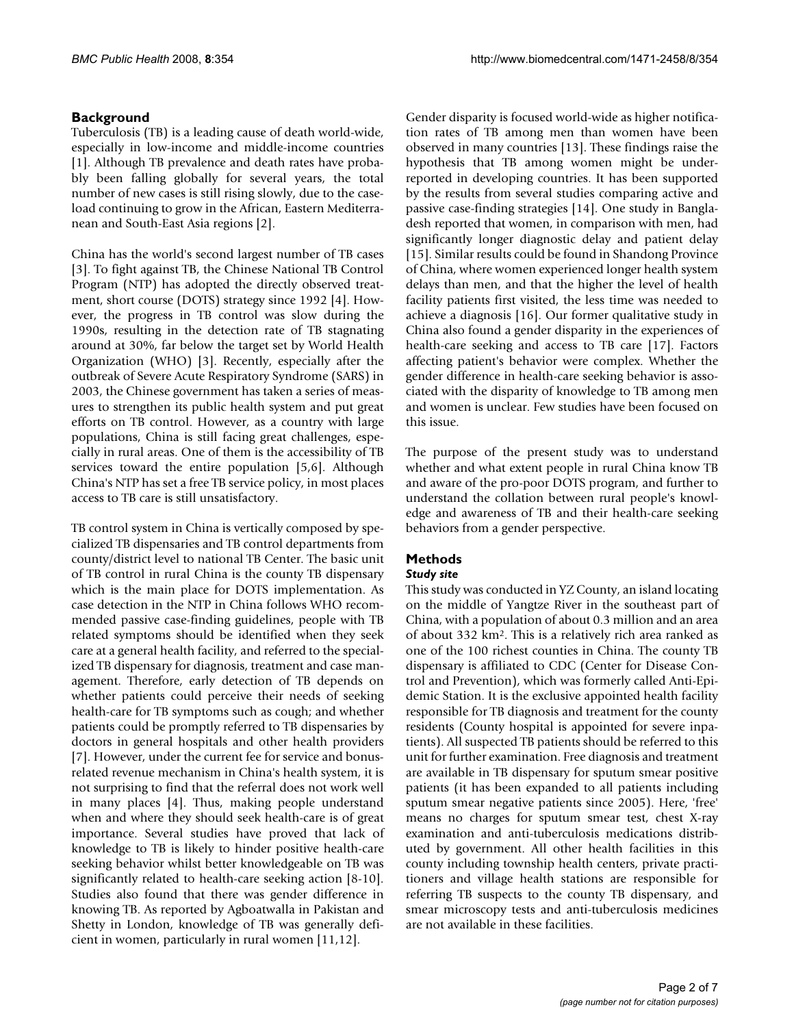## Background

Tuberculosis (TB) is a leading cause of death world-wide, especially in low-income and middle-income countries [1]. Although TB prevalence and death rates have probably been falling globally for several years, the total number of new cases is still rising slowly, due to the case-load continuing to grow in the African, Eastern Mediterranean and South-East Asia regions [2].

China has the world's second largest number of TB cases [3]. To fight against TB, the Chinese National TB Control Program (NTP) has adopted the directly observed treatment, short course (DOTS) strategy since 1992 [4]. However, the progress in TB control was slow during the 1990s, resulting in the detection rate of TB stagnating around at 30%, far below the target set by World Health Organization (WHO) [3]. Recently, especially after the outbreak of Severe Acute Respiratory Syndrome (SARS) in 2003, the Chinese government has taken a series of measures to strengthen its public health system and put great efforts on TB control. However, as a country with large populations, China is still facing great challenges, especially in rural areas. One of them is the accessibility of TB services toward the entire population [5,6]. Although China's NTP has set a free TB service policy, in most places access to TB care is still unsatisfactory.

TB control system in China is vertically composed by specialized TB dispensaries and TB control departments from county/district level to national TB Center. The basic unit of TB control in rural China is the county TB dispensary which is the main place for DOTS implementation. As case detection in the NTP in China follows WHO recommended passive case-finding guidelines, people with TB related symptoms should be identified when they seek care at a general health facility, and referred to the specialized TB dispensary for diagnosis, treatment and case management. Therefore, early detection of TB depends on whether patients could perceive their needs of seeking health-care for TB symptoms such as cough; and whether patients could be promptly referred to TB dispensaries by doctors in general hospitals and other health providers [7]. However, under the current fee for service and bonus-related revenue mechanism in China's health system, it is not surprising to find that the referral does not work well in many places [4]. Thus, making people understand when and where they should seek health-care is of great importance. Several studies have proved that lack of knowledge to TB is likely to hinder positive health-care seeking behavior whilst better knowledgeable on TB was significantly related to health-care seeking action [8-10]. Studies also found that there was gender difference in knowing TB. As reported by Agboatwalla in Pakistan and Shetty in London, knowledge of TB was generally deficient in women, particularly in rural women [11,12].

Gender disparity is focused world-wide as higher notification rates of TB among men than women have been observed in many countries [13]. These findings raise the hypothesis that TB among women might be under-reported in developing countries. It has been supported by the results from several studies comparing active and passive case-finding strategies [14]. One study in Bangladesh reported that women, in comparison with men, had significantly longer diagnostic delay and patient delay [15]. Similar results could be found in Shandong Province of China, where women experienced longer health system delays than men, and that the higher the level of health facility patients first visited, the less time was needed to achieve a diagnosis [16]. Our former qualitative study in China also found a gender disparity in the experiences of health-care seeking and access to TB care [17]. Factors affecting patient's behavior were complex. Whether the gender difference in health-care seeking behavior is associated with the disparity of knowledge to TB among men and women is unclear. Few studies have been focused on this issue.

The purpose of the present study was to understand whether and what extent people in rural China know TB and aware of the pro-poor DOTS program, and further to understand the collation between rural people's knowledge and awareness of TB and their health-care seeking behaviors from a gender perspective.

## Methods

### *Study site*

This study was conducted in YZ County, an island locating on the middle of Yangtze River in the southeast part of China, with a population of about 0.3 million and an area of about 332 km². This is a relatively rich area ranked as one of the 100 richest counties in China. The county TB dispensary is affiliated to CDC (Center for Disease Control and Prevention), which was formerly called Anti-Epidemic Station. It is the exclusive appointed health facility responsible for TB diagnosis and treatment for the county residents (County hospital is appointed for severe inpatients). All suspected TB patients should be referred to this unit for further examination. Free diagnosis and treatment are available in TB dispensary for sputum smear positive patients (it has been expanded to all patients including sputum smear negative patients since 2005). Here, 'free' means no charges for sputum smear test, chest X-ray examination and anti-tuberculosis medications distributed by government. All other health facilities in this county including township health centers, private practitioners and village health stations are responsible for referring TB suspects to the county TB dispensary, and smear microscopy tests and anti-tuberculosis medicines are not available in these facilities.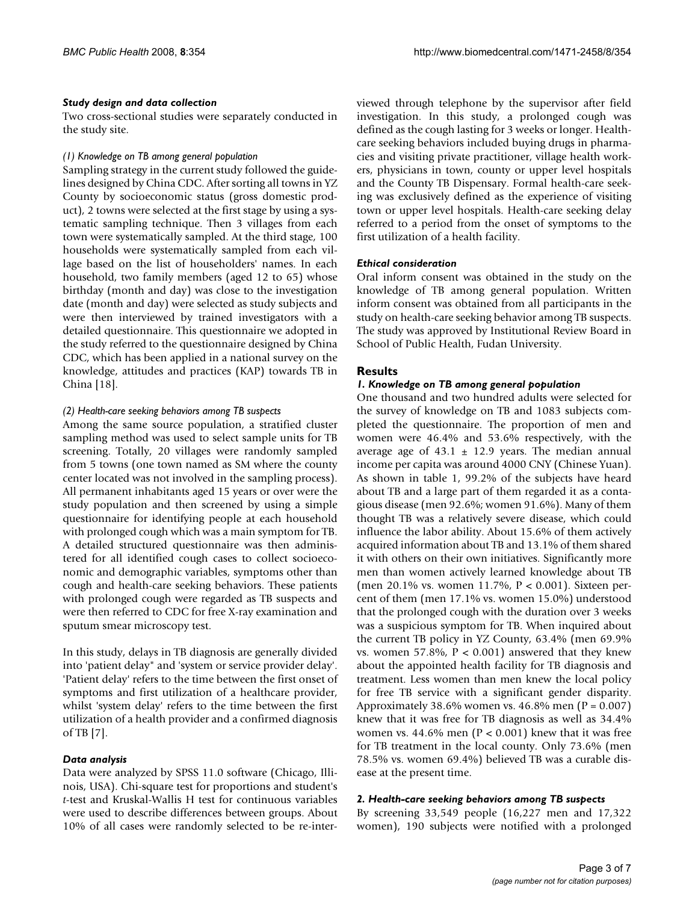### *Study design and data collection*

Two cross-sectional studies were separately conducted in the study site.

#### *(1) Knowledge on TB among general population*

Sampling strategy in the current study followed the guidelines designed by China CDC. After sorting all towns in YZ County by socioeconomic status (gross domestic product), 2 towns were selected at the first stage by using a systematic sampling technique. Then 3 villages from each town were systematically sampled. At the third stage, 100 households were systematically sampled from each village based on the list of householders' names. In each household, two family members (aged 12 to 65) whose birthday (month and day) was close to the investigation date (month and day) were selected as study subjects and were then interviewed by trained investigators with a detailed questionnaire. This questionnaire we adopted in the study referred to the questionnaire designed by China CDC, which has been applied in a national survey on the knowledge, attitudes and practices (KAP) towards TB in China [18].

#### *(2) Health-care seeking behaviors among TB suspects*

Among the same source population, a stratified cluster sampling method was used to select sample units for TB screening. Totally, 20 villages were randomly sampled from 5 towns (one town named as SM where the county center located was not involved in the sampling process). All permanent inhabitants aged 15 years or over were the study population and then screened by using a simple questionnaire for identifying people at each household with prolonged cough which was a main symptom for TB. A detailed structured questionnaire was then administered for all identified cough cases to collect socioeconomic and demographic variables, symptoms other than cough and health-care seeking behaviors. These patients with prolonged cough were regarded as TB suspects and were then referred to CDC for free X-ray examination and sputum smear microscopy test.

In this study, delays in TB diagnosis are generally divided into 'patient delay" and 'system or service provider delay'. 'Patient delay' refers to the time between the first onset of symptoms and first utilization of a healthcare provider, whilst 'system delay' refers to the time between the first utilization of a health provider and a confirmed diagnosis of TB [7].

### *Data analysis*

Data were analyzed by SPSS 11.0 software (Chicago, Illinois, USA). Chi-square test for proportions and student's *t*-test and Kruskal-Wallis H test for continuous variables were used to describe differences between groups. About 10% of all cases were randomly selected to be re-interviewed through telephone by the supervisor after field investigation. In this study, a prolonged cough was defined as the cough lasting for 3 weeks or longer. Health-care seeking behaviors included buying drugs in pharmacies and visiting private practitioner, village health workers, physicians in town, county or upper level hospitals and the County TB Dispensary. Formal health-care seeking was exclusively defined as the experience of visiting town or upper level hospitals. Health-care seeking delay referred to a period from the onset of symptoms to the first utilization of a health facility.

### *Ethical consideration*

Oral inform consent was obtained in the study on the knowledge of TB among general population. Written inform consent was obtained from all participants in the study on health-care seeking behavior among TB suspects. The study was approved by Institutional Review Board in School of Public Health, Fudan University.

## Results

### *1. Knowledge on TB among general population*

One thousand and two hundred adults were selected for the survey of knowledge on TB and 1083 subjects completed the questionnaire. The proportion of men and women were 46.4% and 53.6% respectively, with the average age of $43.1 \pm 12.9$ years. The median annual income per capita was around 4000 CNY (Chinese Yuan). As shown in table 1, 99.2% of the subjects have heard about TB and a large part of them regarded it as a contagious disease (men 92.6%; women 91.6%). Many of them thought TB was a relatively severe disease, which could influence the labor ability. About 15.6% of them actively acquired information about TB and 13.1% of them shared it with others on their own initiatives. Significantly more men than women actively learned knowledge about TB (men 20.1% vs. women 11.7%, $P < 0.001$). Sixteen percent of them (men 17.1% vs. women 15.0%) understood that the prolonged cough with the duration over 3 weeks was a suspicious symptom for TB. When inquired about the current TB policy in YZ County, 63.4% (men 69.9% vs. women 57.8%, $P < 0.001$) answered that they knew about the appointed health facility for TB diagnosis and treatment. Less women than men knew the local policy for free TB service with a significant gender disparity. Approximately 38.6% women vs. 46.8% men ($P = 0.007$) knew that it was free for TB diagnosis as well as 34.4% women vs. 44.6% men ($P < 0.001$) knew that it was free for TB treatment in the local county. Only 73.6% (men 78.5% vs. women 69.4%) believed TB was a curable disease at the present time.

### *2. Health-care seeking behaviors among TB suspects*

By screening 33,549 people (16,227 men and 17,322 women), 190 subjects were notified with a prolonged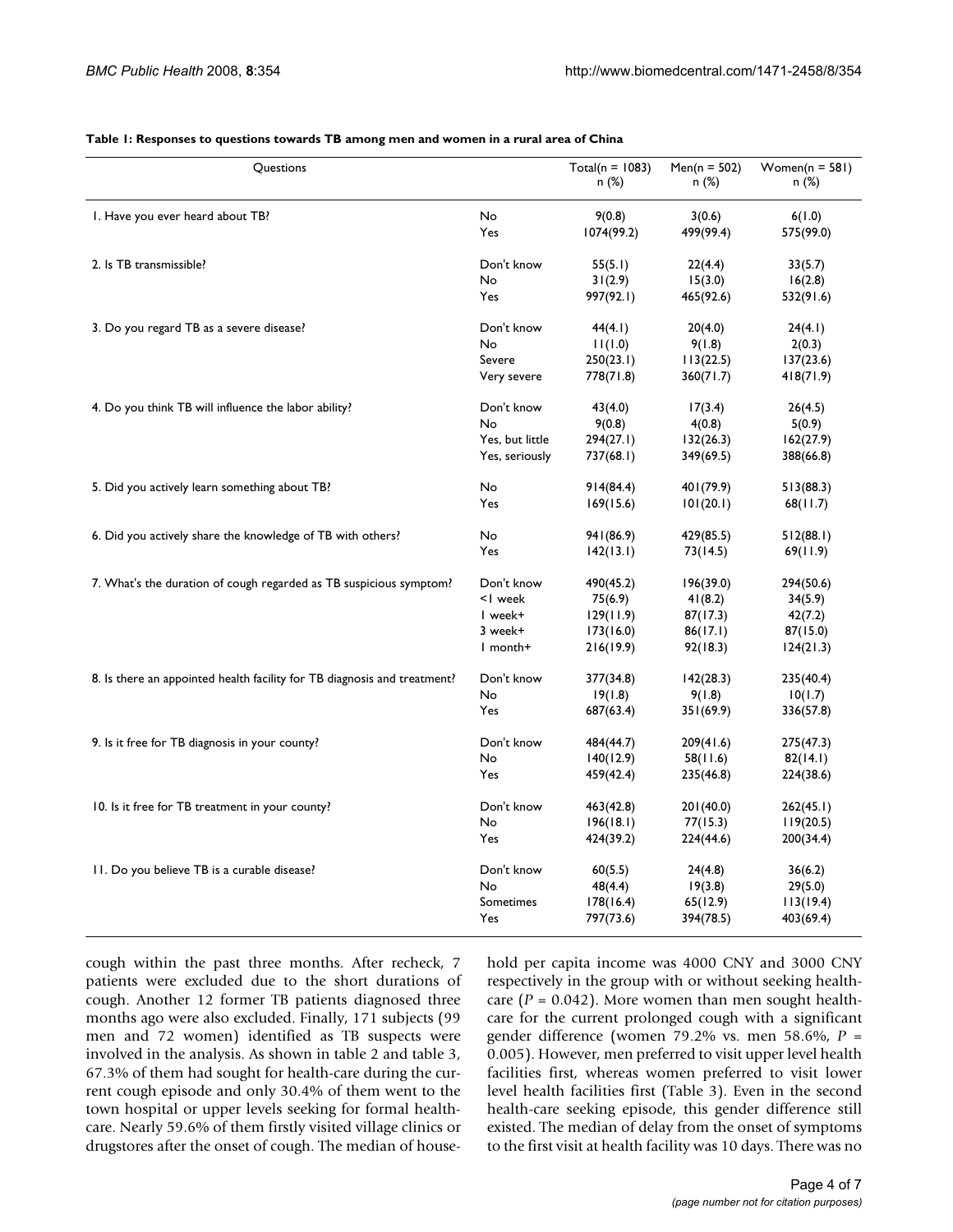**Table 1: Responses to questions towards TB among men and women in a rural area of China**

| Questions | | Total(n = 1083) n (%) | Men(n = 502) n (%) | Women(n = 581) n (%) |
|---|---|---|---|---|
| 1. Have you ever heard about TB? | No | 9(0.8) | 3(0.6) | 6(1.0) |
| | Yes | 1074(99.2) | 499(99.4) | 575(99.0) |
| 2. Is TB transmissible? | Don't know | 55(5.1) | 22(4.4) | 33(5.7) |
| | No | 31(2.9) | 15(3.0) | 16(2.8) |
| | Yes | 997(92.1) | 465(92.6) | 532(91.6) |
| 3. Do you regard TB as a severe disease? | Don't know | 44(4.1) | 20(4.0) | 24(4.1) |
| | No | 11(1.0) | 9(1.8) | 2(0.3) |
| | Severe | 250(23.1) | 113(22.5) | 137(23.6) |
| | Very severe | 778(71.8) | 360(71.7) | 418(71.9) |
| 4. Do you think TB will influence the labor ability? | Don't know | 43(4.0) | 17(3.4) | 26(4.5) |
| | No | 9(0.8) | 4(0.8) | 5(0.9) |
| | Yes, but little | 294(27.1) | 132(26.3) | 162(27.9) |
| | Yes, seriously | 737(68.1) | 349(69.5) | 388(66.8) |
| 5. Did you actively learn something about TB? | No | 914(84.4) | 401(79.9) | 513(88.3) |
| | Yes | 169(15.6) | 101(20.1) | 68(11.7) |
| 6. Did you actively share the knowledge of TB with others? | No | 941(86.9) | 429(85.5) | 512(88.1) |
| | Yes | 142(13.1) | 73(14.5) | 69(11.9) |
| 7. What's the duration of cough regarded as TB suspicious symptom? | Don't know | 490(45.2) | 196(39.0) | 294(50.6) |
| | <1 week | 75(6.9) | 41(8.2) | 34(5.9) |
| | 1 week+ | 129(11.9) | 87(17.3) | 42(7.2) |
| | 3 week+ | 173(16.0) | 86(17.1) | 87(15.0) |
| | 1 month+ | 216(19.9) | 92(18.3) | 124(21.3) |
| 8. Is there an appointed health facility for TB diagnosis and treatment? | Don't know | 377(34.8) | 142(28.3) | 235(40.4) |
| | No | 19(1.8) | 9(1.8) | 10(1.7) |
| | Yes | 687(63.4) | 351(69.9) | 336(57.8) |
| 9. Is it free for TB diagnosis in your county? | Don't know | 484(44.7) | 209(41.6) | 275(47.3) |
| | No | 140(12.9) | 58(11.6) | 82(14.1) |
| | Yes | 459(42.4) | 235(46.8) | 224(38.6) |
| 10. Is it free for TB treatment in your county? | Don't know | 463(42.8) | 201(40.0) | 262(45.1) |
| | No | 196(18.1) | 77(15.3) | 119(20.5) |
| | Yes | 424(39.2) | 224(44.6) | 200(34.4) |
| 11. Do you believe TB is a curable disease? | Don't know | 60(5.5) | 24(4.8) | 36(6.2) |
| | No | 48(4.4) | 19(3.8) | 29(5.0) |
| | Sometimes | 178(16.4) | 65(12.9) | 113(19.4) |
| | Yes | 797(73.6) | 394(78.5) | 403(69.4) |

cough within the past three months. After recheck, 7 patients were excluded due to the short durations of cough. Another 12 former TB patients diagnosed three months ago were also excluded. Finally, 171 subjects (99 men and 72 women) identified as TB suspects were involved in the analysis. As shown in table 2 and table 3, 67.3% of them had sought for health-care during the current cough episode and only 30.4% of them went to the town hospital or upper levels seeking for formal health-care. Nearly 59.6% of them firstly visited village clinics or drugstores after the onset of cough. The median of household per capita income was 4000 CNY and 3000 CNY respectively in the group with or without seeking health-care ($P = 0.042$). More women than men sought health-care for the current prolonged cough with a significant gender difference (women 79.2% vs. men 58.6%, $P = 0.005$). However, men preferred to visit upper level health facilities first, whereas women preferred to visit lower level health facilities first (Table 3). Even in the second health-care seeking episode, this gender difference still existed. The median of delay from the onset of symptoms to the first visit at health facility was 10 days. There was no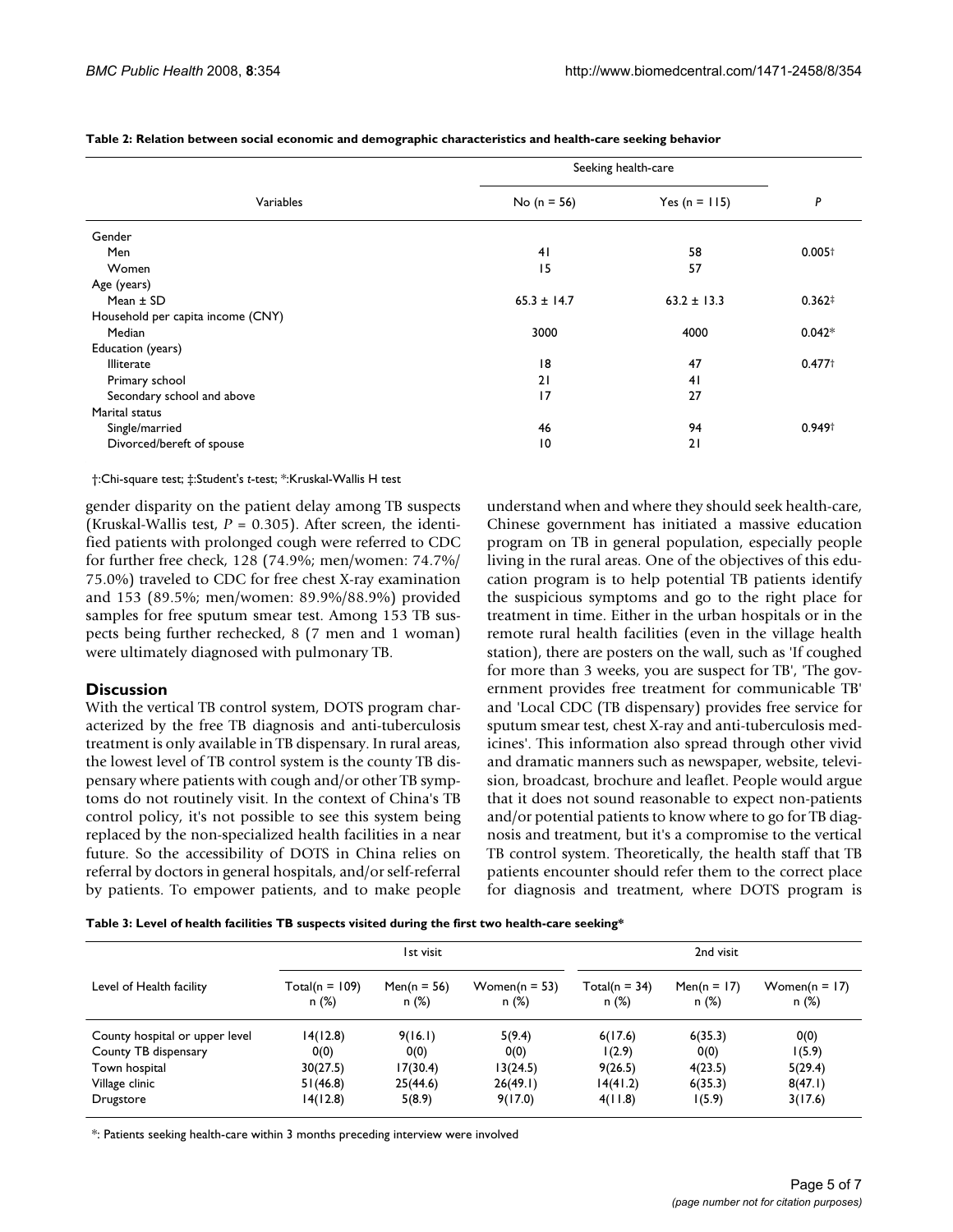**Table 2: Relation between social economic and demographic characteristics and health-care seeking behavior**

| Variables | Seeking health-care | | *P* |
|---|---|---|---|
| | No (n = 56) | Yes (n = 115) | |
| Gender | | | |
| Men | 41 | 58 | 0.005† |
| Women | 15 | 57 | |
| Age (years) | | | |
| Mean ± SD | 65.3 ± 14.7 | 63.2 ± 13.3 | 0.362‡ |
| Household per capita income (CNY) | | | |
| Median | 3000 | 4000 | 0.042* |
| Education (years) | | | |
| Illiterate | 18 | 47 | 0.477† |
| Primary school | 21 | 41 | |
| Secondary school and above | 17 | 27 | |
| Marital status | | | |
| Single/married | 46 | 94 | 0.949† |
| Divorced/bereft of spouse | 10 | 21 | |

†:Chi-square test; ‡:Student's *t*-test; *:Kruskal-Wallis H test

gender disparity on the patient delay among TB suspects (Kruskal-Wallis test, $P = 0.305$). After screen, the identified patients with prolonged cough were referred to CDC for further free check, 128 (74.9%; men/women: 74.7%/75.0%) traveled to CDC for free chest X-ray examination and 153 (89.5%; men/women: 89.9%/88.9%) provided samples for free sputum smear test. Among 153 TB suspects being further rechecked, 8 (7 men and 1 woman) were ultimately diagnosed with pulmonary TB.

## Discussion

With the vertical TB control system, DOTS program characterized by the free TB diagnosis and anti-tuberculosis treatment is only available in TB dispensary. In rural areas, the lowest level of TB control system is the county TB dispensary where patients with cough and/or other TB symptoms do not routinely visit. In the context of China's TB control policy, it's not possible to see this system being replaced by the non-specialized health facilities in a near future. So the accessibility of DOTS in China relies on referral by doctors in general hospitals, and/or self-referral by patients. To empower patients, and to make people understand when and where they should seek health-care, Chinese government has initiated a massive education program on TB in general population, especially people living in the rural areas. One of the objectives of this education program is to help potential TB patients identify the suspicious symptoms and go to the right place for treatment in time. Either in the urban hospitals or in the remote rural health facilities (even in the village health station), there are posters on the wall, such as 'If coughed for more than 3 weeks, you are suspect for TB', 'The government provides free treatment for communicable TB' and 'Local CDC (TB dispensary) provides free service for sputum smear test, chest X-ray and anti-tuberculosis medicines'. This information also spread through other vivid and dramatic manners such as newspaper, website, television, broadcast, brochure and leaflet. People would argue that it does not sound reasonable to expect non-patients and/or potential patients to know where to go for TB diagnosis and treatment, but it's a compromise to the vertical TB control system. Theoretically, the health staff that TB patients encounter should refer them to the correct place for diagnosis and treatment, where DOTS program is

**Table 3: Level of health facilities TB suspects visited during the first two health-care seeking***

| Level of Health facility | 1st visit | | | 2nd visit | | |
|---|---|---|---|---|---|---|
| | Total(n = 109) n (%) | Men(n = 56) n (%) | Women(n = 53) n (%) | Total(n = 34) n (%) | Men(n = 17) n (%) | Women(n = 17) n (%) |
| County hospital or upper level | 14(12.8) | 9(16.1) | 5(9.4) | 6(17.6) | 6(35.3) | 0(0) |
| County TB dispensary | 0(0) | 0(0) | 0(0) | 1(2.9) | 0(0) | 1(5.9) |
| Town hospital | 30(27.5) | 17(30.4) | 13(24.5) | 9(26.5) | 4(23.5) | 5(29.4) |
| Village clinic | 51(46.8) | 25(44.6) | 26(49.1) | 14(41.2) | 6(35.3) | 8(47.1) |
| Drugstore | 14(12.8) | 5(8.9) | 9(17.0) | 4(11.8) | 1(5.9) | 3(17.6) |

*: Patients seeking health-care within 3 months preceding interview were involved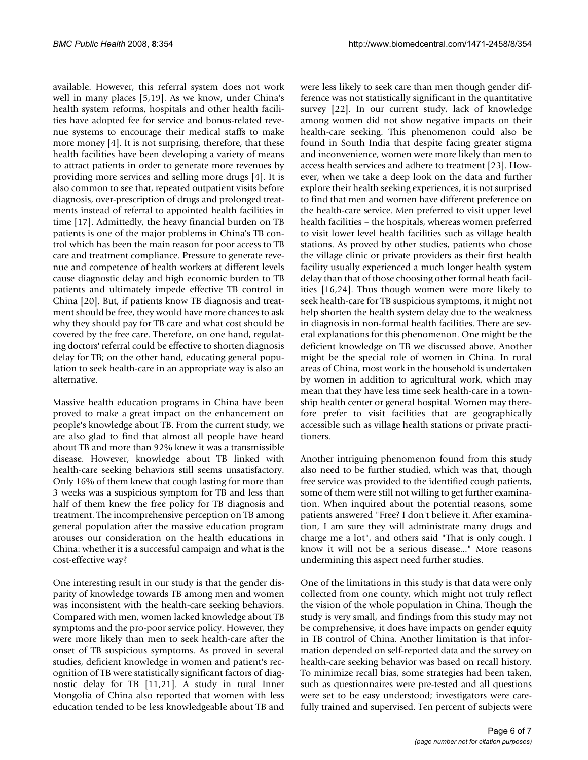available. However, this referral system does not work well in many places [5,19]. As we know, under China's health system reforms, hospitals and other health facilities have adopted fee for service and bonus-related revenue systems to encourage their medical staffs to make more money [4]. It is not surprising, therefore, that these health facilities have been developing a variety of means to attract patients in order to generate more revenues by providing more services and selling more drugs [4]. It is also common to see that, repeated outpatient visits before diagnosis, over-prescription of drugs and prolonged treatments instead of referral to appointed health facilities in time [17]. Admittedly, the heavy financial burden on TB patients is one of the major problems in China's TB control which has been the main reason for poor access to TB care and treatment compliance. Pressure to generate revenue and competence of health workers at different levels cause diagnostic delay and high economic burden to TB patients and ultimately impede effective TB control in China [20]. But, if patients know TB diagnosis and treatment should be free, they would have more chances to ask why they should pay for TB care and what cost should be covered by the free care. Therefore, on one hand, regulating doctors' referral could be effective to shorten diagnosis delay for TB; on the other hand, educating general population to seek health-care in an appropriate way is also an alternative.

Massive health education programs in China have been proved to make a great impact on the enhancement on people's knowledge about TB. From the current study, we are also glad to find that almost all people have heard about TB and more than 92% knew it was a transmissible disease. However, knowledge about TB linked with health-care seeking behaviors still seems unsatisfactory. Only 16% of them knew that cough lasting for more than 3 weeks was a suspicious symptom for TB and less than half of them knew the free policy for TB diagnosis and treatment. The incomprehensive perception on TB among general population after the massive education program arouses our consideration on the health educations in China: whether it is a successful campaign and what is the cost-effective way?

One interesting result in our study is that the gender disparity of knowledge towards TB among men and women was inconsistent with the health-care seeking behaviors. Compared with men, women lacked knowledge about TB symptoms and the pro-poor service policy. However, they were more likely than men to seek health-care after the onset of TB suspicious symptoms. As proved in several studies, deficient knowledge in women and patient's recognition of TB were statistically significant factors of diagnostic delay for TB [11,21]. A study in rural Inner Mongolia of China also reported that women with less education tended to be less knowledgeable about TB and were less likely to seek care than men though gender difference was not statistically significant in the quantitative survey [22]. In our current study, lack of knowledge among women did not show negative impacts on their health-care seeking. This phenomenon could also be found in South India that despite facing greater stigma and inconvenience, women were more likely than men to access health services and adhere to treatment [23]. However, when we take a deep look on the data and further explore their health seeking experiences, it is not surprised to find that men and women have different preference on the health-care service. Men preferred to visit upper level health facilities – the hospitals, whereas women preferred to visit lower level health facilities such as village health stations. As proved by other studies, patients who chose the village clinic or private providers as their first health facility usually experienced a much longer health system delay than that of those choosing other formal heath facilities [16,24]. Thus though women were more likely to seek health-care for TB suspicious symptoms, it might not help shorten the health system delay due to the weakness in diagnosis in non-formal health facilities. There are several explanations for this phenomenon. One might be the deficient knowledge on TB we discussed above. Another might be the special role of women in China. In rural areas of China, most work in the household is undertaken by women in addition to agricultural work, which may mean that they have less time seek health-care in a township health center or general hospital. Women may therefore prefer to visit facilities that are geographically accessible such as village health stations or private practitioners.

Another intriguing phenomenon found from this study also need to be further studied, which was that, though free service was provided to the identified cough patients, some of them were still not willing to get further examination. When inquired about the potential reasons, some patients answered "Free? I don't believe it. After examination, I am sure they will administrate many drugs and charge me a lot", and others said "That is only cough. I know it will not be a serious disease..." More reasons undermining this aspect need further studies.

One of the limitations in this study is that data were only collected from one county, which might not truly reflect the vision of the whole population in China. Though the study is very small, and findings from this study may not be comprehensive, it does have impacts on gender equity in TB control of China. Another limitation is that information depended on self-reported data and the survey on health-care seeking behavior was based on recall history. To minimize recall bias, some strategies had been taken, such as questionnaires were pre-tested and all questions were set to be easy understood; investigators were carefully trained and supervised. Ten percent of subjects were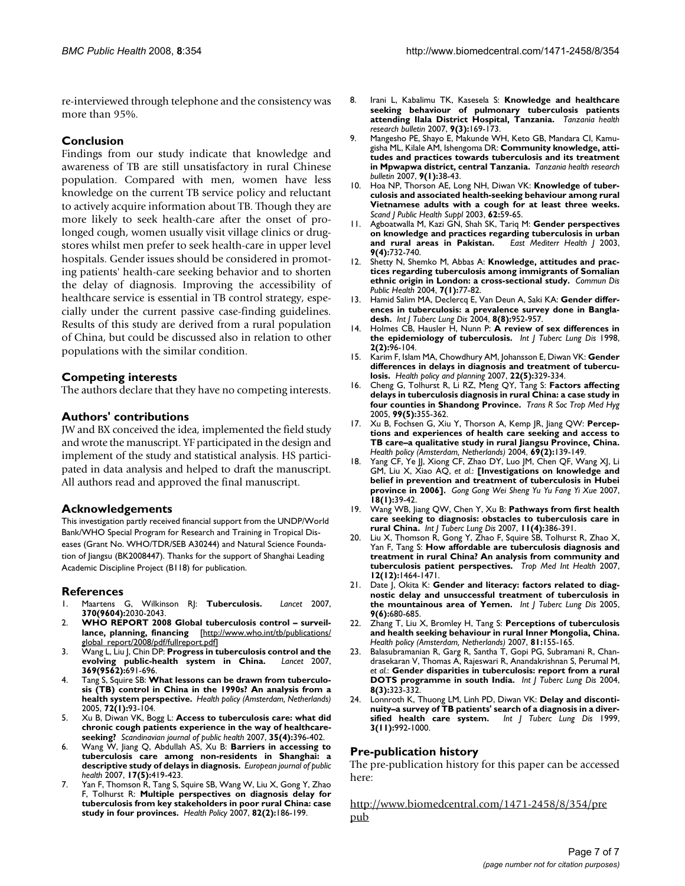re-interviewed through telephone and the consistency was more than 95%.

## Conclusion

Findings from our study indicate that knowledge and awareness of TB are still unsatisfactory in rural Chinese population. Compared with men, women have less knowledge on the current TB service policy and reluctant to actively acquire information about TB. Though they are more likely to seek health-care after the onset of prolonged cough, women usually visit village clinics or drugstores whilst men prefer to seek health-care in upper level hospitals. Gender issues should be considered in promoting patients' health-care seeking behavior and to shorten the delay of diagnosis. Improving the accessibility of healthcare service is essential in TB control strategy, especially under the current passive case-finding guidelines. Results of this study are derived from a rural population of China, but could be discussed also in relation to other populations with the similar condition.

## Competing interests

The authors declare that they have no competing interests.

## Authors' contributions

JW and BX conceived the idea, implemented the field study and wrote the manuscript. YF participated in the design and implement of the study and statistical analysis. HS participated in data analysis and helped to draft the manuscript. All authors read and approved the final manuscript.

## Acknowledgements

This investigation partly received financial support from the UNDP/World Bank/WHO Special Program for Research and Training in Tropical Diseases (Grant No. WHO/TDR/SEB A30244) and Natural Science Foundation of Jiangsu (BK2008447). Thanks for the support of Shanghai Leading Academic Discipline Project (B118) for publication.

## References

1. Maartens G, Wilkinson RJ: **Tuberculosis.** *Lancet* 2007, **370(9604):**2030-2043.
2. **WHO REPORT 2008 Global tuberculosis control – surveillance, planning, financing** [http://www.who.int/tb/publications/global_report/2008/pdf/fullreport.pdf]
3. Wang L, Liu J, Chin DP: **Progress in tuberculosis control and the evolving public-health system in China.** *Lancet* 2007, **369(9562):**691-696.
4. Tang S, Squire SB: **What lessons can be drawn from tuberculosis (TB) control in China in the 1990s? An analysis from a health system perspective.** *Health policy (Amsterdam, Netherlands)* 2005, **72(1):**93-104.
5. Xu B, Diwan VK, Bogg L: **Access to tuberculosis care: what did chronic cough patients experience in the way of healthcare-seeking?** *Scandinavian journal of public health* 2007, **35(4):**396-402.
6. Wang W, Jiang Q, Abdullah AS, Xu B: **Barriers in accessing to tuberculosis care among non-residents in Shanghai: a descriptive study of delays in diagnosis.** *European journal of public health* 2007, **17(5):**419-423.
7. Yan F, Thomson R, Tang S, Squire SB, Wang W, Liu X, Gong Y, Zhao F, Tolhurst R: **Multiple perspectives on diagnosis delay for tuberculosis from key stakeholders in poor rural China: case study in four provinces.** *Health Policy* 2007, **82(2):**186-199.
8. Irani L, Kabalimu TK, Kasesela S: **Knowledge and healthcare seeking behaviour of pulmonary tuberculosis patients attending Ilala District Hospital, Tanzania.** *Tanzania health research bulletin* 2007, **9(3):**169-173.
9. Mangesho PE, Shayo E, Makunde WH, Keto GB, Mandara CI, Kamugisha ML, Kilale AM, Ishengoma DR: **Community knowledge, attitudes and practices towards tuberculosis and its treatment in Mpwapwa district, central Tanzania.** *Tanzania health research bulletin* 2007, **9(1):**38-43.
10. Hoa NP, Thorson AE, Long NH, Diwan VK: **Knowledge of tuberculosis and associated health-seeking behaviour among rural Vietnamese adults with a cough for at least three weeks.** *Scand J Public Health Suppl* 2003, **62:**59-65.
11. Agboatwalla M, Kazi GN, Shah SK, Tariq M: **Gender perspectives on knowledge and practices regarding tuberculosis in urban and rural areas in Pakistan.** *East Mediterr Health J* 2003, **9(4):**732-740.
12. Shetty N, Shemko M, Abbas A: **Knowledge, attitudes and practices regarding tuberculosis among immigrants of Somalian ethnic origin in London: a cross-sectional study.** *Commun Dis Public Health* 2004, **7(1):**77-82.
13. Hamid Salim MA, Declercq E, Van Deun A, Saki KA: **Gender differences in tuberculosis: a prevalence survey done in Bangladesh.** *Int J Tuberc Lung Dis* 2004, **8(8):**952-957.
14. Holmes CB, Hausler H, Nunn P: **A review of sex differences in the epidemiology of tuberculosis.** *Int J Tuberc Lung Dis* 1998, **2(2):**96-104.
15. Karim F, Islam MA, Chowdhury AM, Johansson E, Diwan VK: **Gender differences in delays in diagnosis and treatment of tuberculosis.** *Health policy and planning* 2007, **22(5):**329-334.
16. Cheng G, Tolhurst R, Li RZ, Meng QY, Tang S: **Factors affecting delays in tuberculosis diagnosis in rural China: a case study in four counties in Shandong Province.** *Trans R Soc Trop Med Hyg* 2005, **99(5):**355-362.
17. Xu B, Fochsen G, Xiu Y, Thorson A, Kemp JR, Jiang QW: **Perceptions and experiences of health care seeking and access to TB care–a qualitative study in rural Jiangsu Province, China.** *Health policy (Amsterdam, Netherlands)* 2004, **69(2):**139-149.
18. Yang CF, Ye JJ, Xiong CF, Zhao DY, Luo JM, Chen QF, Wang XJ, Li GM, Liu X, Xiao AQ, *et al.*: **[Investigations on knowledge and belief in prevention and treatment of tuberculosis in Hubei province in 2006].** *Gong Gong Wei Sheng Yu Yu Fang Yi Xue* 2007, **18(1):**39-42.
19. Wang WB, Jiang QW, Chen Y, Xu B: **Pathways from first health care seeking to diagnosis: obstacles to tuberculosis care in rural China.** *Int J Tuberc Lung Dis* 2007, **11(4):**386-391.
20. Liu X, Thomson R, Gong Y, Zhao F, Squire SB, Tolhurst R, Zhao X, Yan F, Tang S: **How affordable are tuberculosis diagnosis and treatment in rural China? An analysis from community and tuberculosis patient perspectives.** *Trop Med Int Health* 2007, **12(12):**1464-1471.
21. Date J, Okita K: **Gender and literacy: factors related to diagnostic delay and unsuccessful treatment of tuberculosis in the mountainous area of Yemen.** *Int J Tuberc Lung Dis* 2005, **9(6):**680-685.
22. Zhang T, Liu X, Bromley H, Tang S: **Perceptions of tuberculosis and health seeking behaviour in rural Inner Mongolia, China.** *Health policy (Amsterdam, Netherlands)* 2007, **81:**155-165.
23. Balasubramanian R, Garg R, Santha T, Gopi PG, Subramani R, Chandrasekaran V, Thomas A, Rajeswari R, Anandakrishnan S, Perumal M, *et al.*: **Gender disparities in tuberculosis: report from a rural DOTS programme in south India.** *Int J Tuberc Lung Dis* 2004, **8(3):**323-332.
24. Lonnroth K, Thuong LM, Linh PD, Diwan VK: **Delay and discontinuity–a survey of TB patients' search of a diagnosis in a diversified health care system.** *Int J Tuberc Lung Dis* 1999, **3(11):**992-1000.

## Pre-publication history

The pre-publication history for this paper can be accessed here:

http://www.biomedcentral.com/1471-2458/8/354/prepub